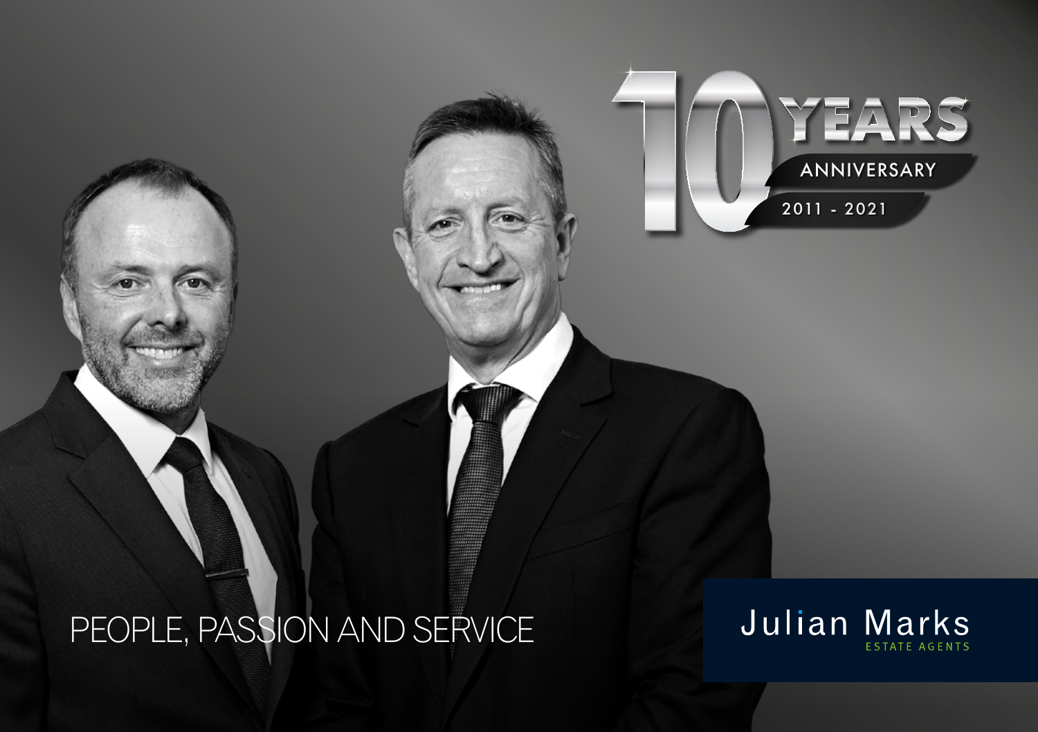10 YEARS ANNIVERSARY

2011 - 2021

PEOPLE, PASSION AND SERVICE

Julian Marks

ESTATE AGENTS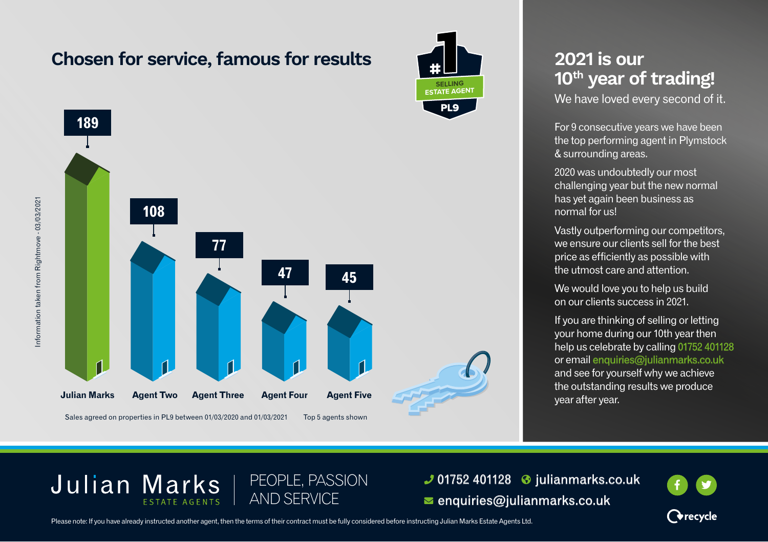## Chosen for service, famous for results

#1 SELLING ESTATE AGENT PL9

Information taken from Rightmove - 03/03/2021

189
108
77
47
45

Julian Marks
Agent Two
Agent Three
Agent Four
Agent Five

Sales agreed on properties in PL9 between 01/03/2020 and 01/03/2021

Top 5 agents shown

## 2021 is our 10th year of trading!

We have loved every second of it.

For 9 consecutive years we have been the top performing agent in Plymstock & surrounding areas.

2020 was undoubtedly our most challenging year but the new normal has yet again been business as normal for us!

Vastly outperforming our competitors, we ensure our clients sell for the best price as efficiently as possible with the utmost care and attention.

We would love you to help us build on our clients success in 2021.

If you are thinking of selling or letting your home during our 10th year then help us celebrate by calling 01752 401128 or email enquiries@julianmarks.co.uk and see for yourself why we achieve the outstanding results we produce year after year.

Julian Marks ESTATE AGENTS | PEOPLE, PASSION AND SERVICE

01752 401128 julianmarks.co.uk

enquiries@julianmarks.co.uk

recycle

Please note: If you have already instructed another agent, then the terms of their contract must be fully considered before instructing Julian Marks Estate Agents Ltd.